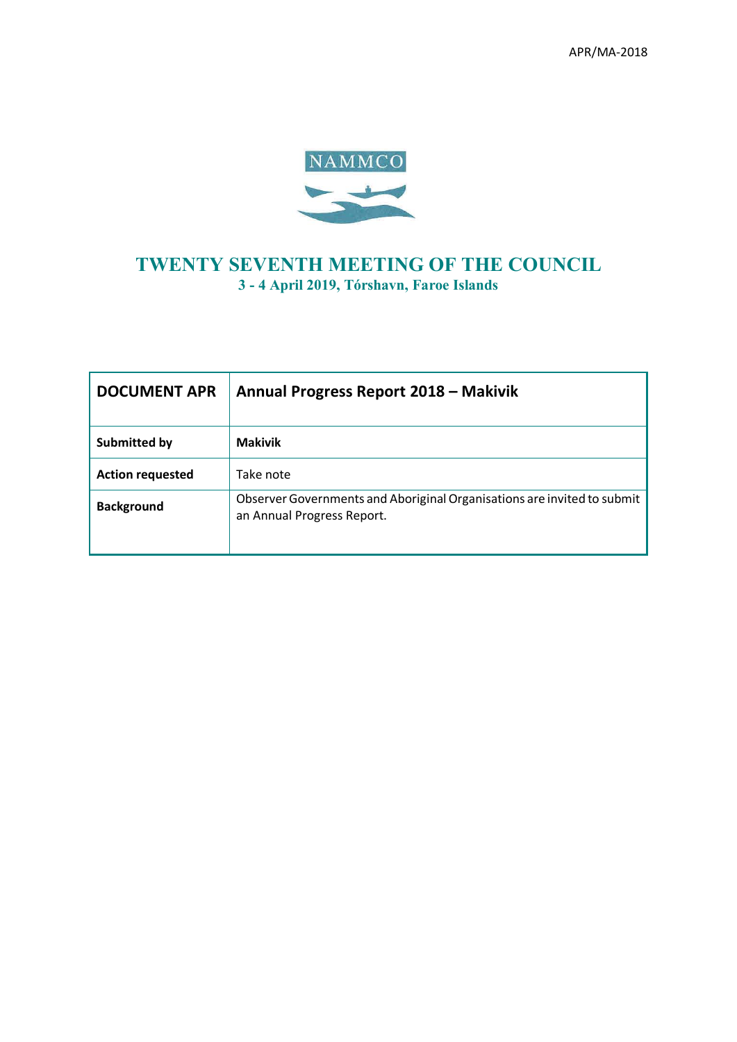APR/MA-2018

NAMMCO

# TWENTY SEVENTH MEETING OF THE COUNCIL

**3 - 4 April 2019, Tórshavn, Faroe Islands**

| **DOCUMENT APR** | **Annual Progress Report 2018 – Makivik** |
|---|---|
| **Submitted by** | **Makivik** |
| **Action requested** | Take note |
| **Background** | Observer Governments and Aboriginal Organisations are invited to submit an Annual Progress Report. |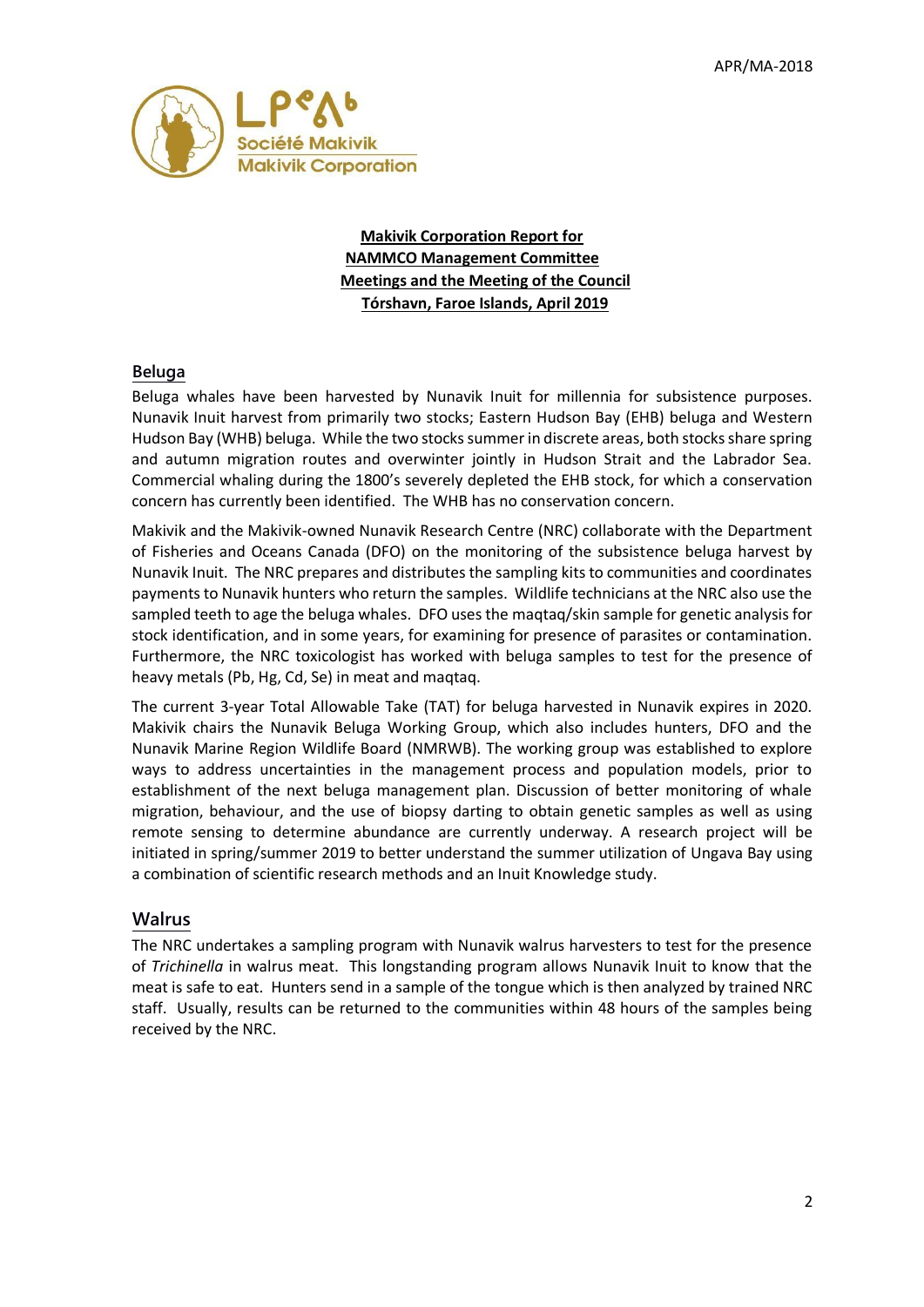**Makivik Corporation Report for NAMMCO Management Committee Meetings and the Meeting of the Council Tórshavn, Faroe Islands, April 2019**

## Beluga

Beluga whales have been harvested by Nunavik Inuit for millennia for subsistence purposes. Nunavik Inuit harvest from primarily two stocks; Eastern Hudson Bay (EHB) beluga and Western Hudson Bay (WHB) beluga. While the two stocks summer in discrete areas, both stocks share spring and autumn migration routes and overwinter jointly in Hudson Strait and the Labrador Sea. Commercial whaling during the 1800's severely depleted the EHB stock, for which a conservation concern has currently been identified. The WHB has no conservation concern.

Makivik and the Makivik-owned Nunavik Research Centre (NRC) collaborate with the Department of Fisheries and Oceans Canada (DFO) on the monitoring of the subsistence beluga harvest by Nunavik Inuit. The NRC prepares and distributes the sampling kits to communities and coordinates payments to Nunavik hunters who return the samples. Wildlife technicians at the NRC also use the sampled teeth to age the beluga whales. DFO uses the maqtaq/skin sample for genetic analysis for stock identification, and in some years, for examining for presence of parasites or contamination. Furthermore, the NRC toxicologist has worked with beluga samples to test for the presence of heavy metals (Pb, Hg, Cd, Se) in meat and maqtaq.

The current 3-year Total Allowable Take (TAT) for beluga harvested in Nunavik expires in 2020. Makivik chairs the Nunavik Beluga Working Group, which also includes hunters, DFO and the Nunavik Marine Region Wildlife Board (NMRWB). The working group was established to explore ways to address uncertainties in the management process and population models, prior to establishment of the next beluga management plan. Discussion of better monitoring of whale migration, behaviour, and the use of biopsy darting to obtain genetic samples as well as using remote sensing to determine abundance are currently underway. A research project will be initiated in spring/summer 2019 to better understand the summer utilization of Ungava Bay using a combination of scientific research methods and an Inuit Knowledge study.

## Walrus

The NRC undertakes a sampling program with Nunavik walrus harvesters to test for the presence of *Trichinella* in walrus meat. This longstanding program allows Nunavik Inuit to know that the meat is safe to eat. Hunters send in a sample of the tongue which is then analyzed by trained NRC staff. Usually, results can be returned to the communities within 48 hours of the samples being received by the NRC.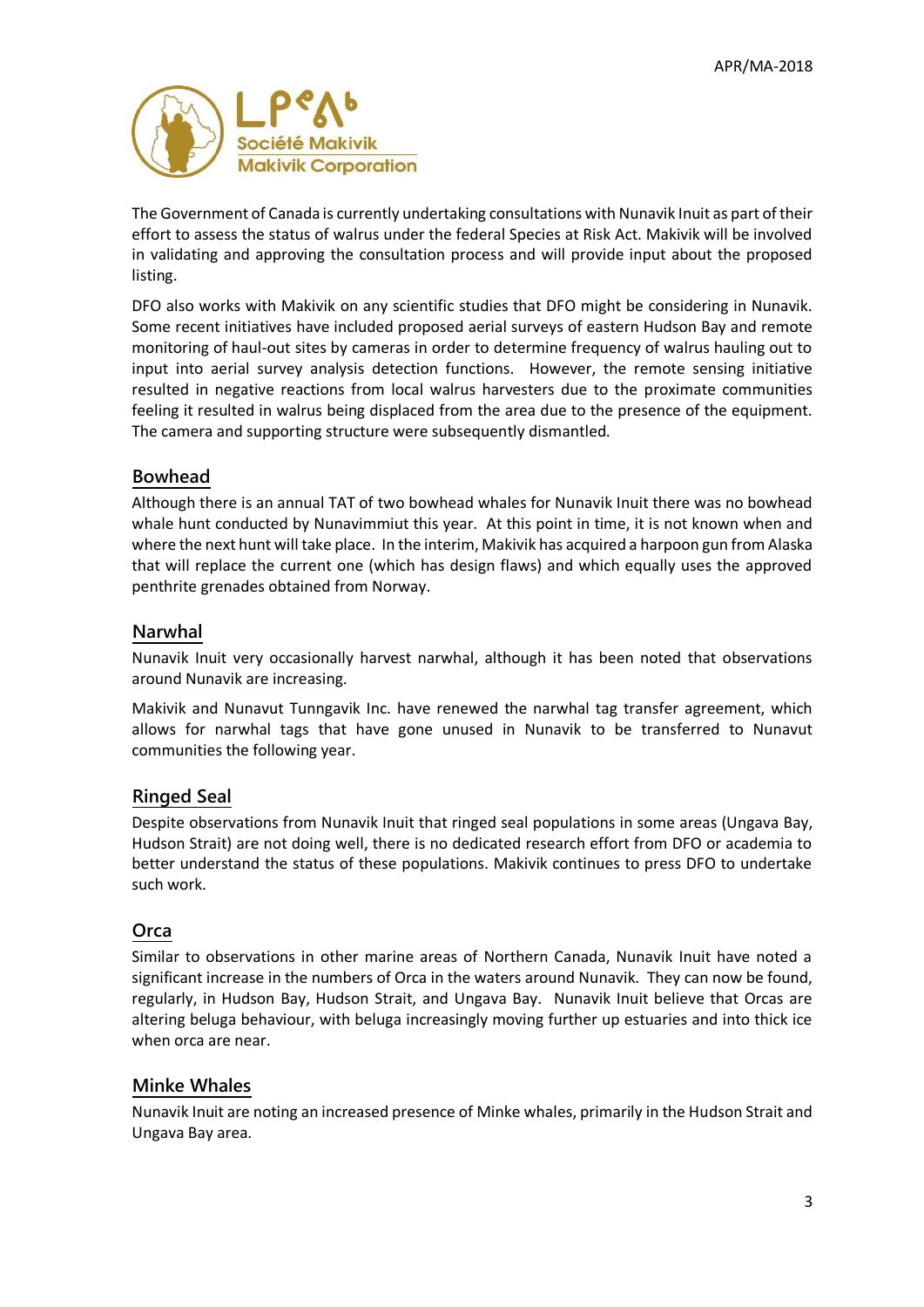The Government of Canada is currently undertaking consultations with Nunavik Inuit as part of their effort to assess the status of walrus under the federal Species at Risk Act. Makivik will be involved in validating and approving the consultation process and will provide input about the proposed listing.

DFO also works with Makivik on any scientific studies that DFO might be considering in Nunavik. Some recent initiatives have included proposed aerial surveys of eastern Hudson Bay and remote monitoring of haul-out sites by cameras in order to determine frequency of walrus hauling out to input into aerial survey analysis detection functions. However, the remote sensing initiative resulted in negative reactions from local walrus harvesters due to the proximate communities feeling it resulted in walrus being displaced from the area due to the presence of the equipment. The camera and supporting structure were subsequently dismantled.

## Bowhead

Although there is an annual TAT of two bowhead whales for Nunavik Inuit there was no bowhead whale hunt conducted by Nunavimmiut this year. At this point in time, it is not known when and where the next hunt will take place. In the interim, Makivik has acquired a harpoon gun from Alaska that will replace the current one (which has design flaws) and which equally uses the approved penthrite grenades obtained from Norway.

## Narwhal

Nunavik Inuit very occasionally harvest narwhal, although it has been noted that observations around Nunavik are increasing.

Makivik and Nunavut Tunngavik Inc. have renewed the narwhal tag transfer agreement, which allows for narwhal tags that have gone unused in Nunavik to be transferred to Nunavut communities the following year.

## Ringed Seal

Despite observations from Nunavik Inuit that ringed seal populations in some areas (Ungava Bay, Hudson Strait) are not doing well, there is no dedicated research effort from DFO or academia to better understand the status of these populations. Makivik continues to press DFO to undertake such work.

## Orca

Similar to observations in other marine areas of Northern Canada, Nunavik Inuit have noted a significant increase in the numbers of Orca in the waters around Nunavik. They can now be found, regularly, in Hudson Bay, Hudson Strait, and Ungava Bay. Nunavik Inuit believe that Orcas are altering beluga behaviour, with beluga increasingly moving further up estuaries and into thick ice when orca are near.

## Minke Whales

Nunavik Inuit are noting an increased presence of Minke whales, primarily in the Hudson Strait and Ungava Bay area.